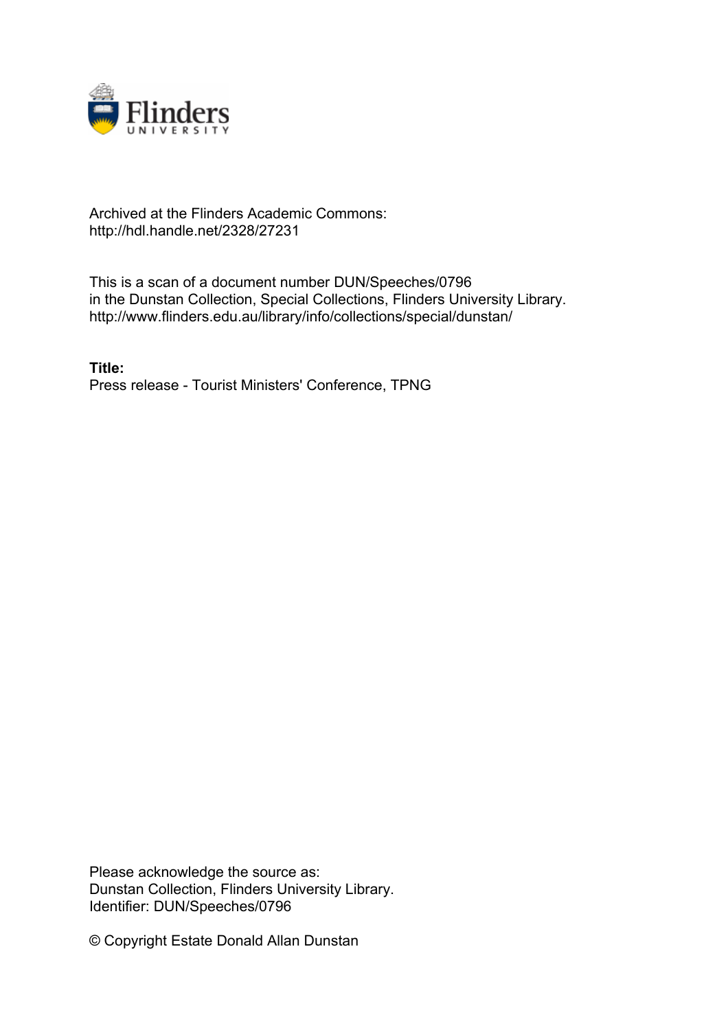Archived at the Flinders Academic Commons:
http://hdl.handle.net/2328/27231

This is a scan of a document number DUN/Speeches/0796
in the Dunstan Collection, Special Collections, Flinders University Library.
http://www.flinders.edu.au/library/info/collections/special/dunstan/

**Title:**
Press release - Tourist Ministers' Conference, TPNG

Please acknowledge the source as:
Dunstan Collection, Flinders University Library.
Identifier: DUN/Speeches/0796

© Copyright Estate Donald Allan Dunstan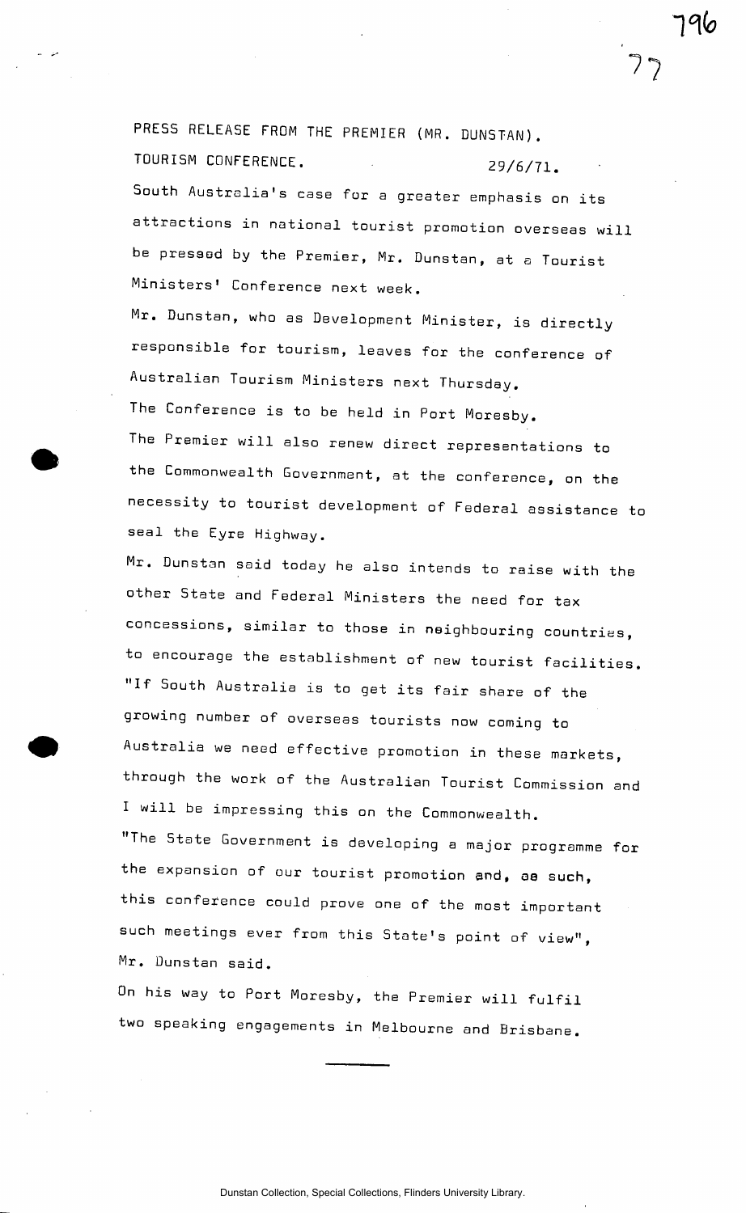PRESS RELEASE FROM THE PREMIER (MR. DUNSTAN).

TOURISM CONFERENCE. 29/6/71.

South Australia's case for a greater emphasis on its attractions in national tourist promotion overseas will be pressed by the Premier, Mr. Dunstan, at a Tourist Ministers' Conference next week.

Mr. Dunstan, who as Development Minister, is directly responsible for tourism, leaves for the conference of Australian Tourism Ministers next Thursday.

The Conference is to be held in Port Moresby.

The Premier will also renew direct representations to the Commonwealth Government, at the conference, on the necessity to tourist development of Federal assistance to seal the Eyre Highway.

Mr. Dunstan said today he also intends to raise with the other State and Federal Ministers the need for tax concessions, similar to those in neighbouring countries, to encourage the establishment of new tourist facilities.

"If South Australia is to get its fair share of the growing number of overseas tourists now coming to Australia we need effective promotion in these markets, through the work of the Australian Tourist Commission and I will be impressing this on the Commonwealth.

"The State Government is developing a major programme for the expansion of our tourist promotion and, as such, this conference could prove one of the most important such meetings ever from this State's point of view", Mr. Dunstan said.

On his way to Port Moresby, the Premier will fulfil two speaking engagements in Melbourne and Brisbane.

---

Dunstan Collection, Special Collections, Flinders University Library.